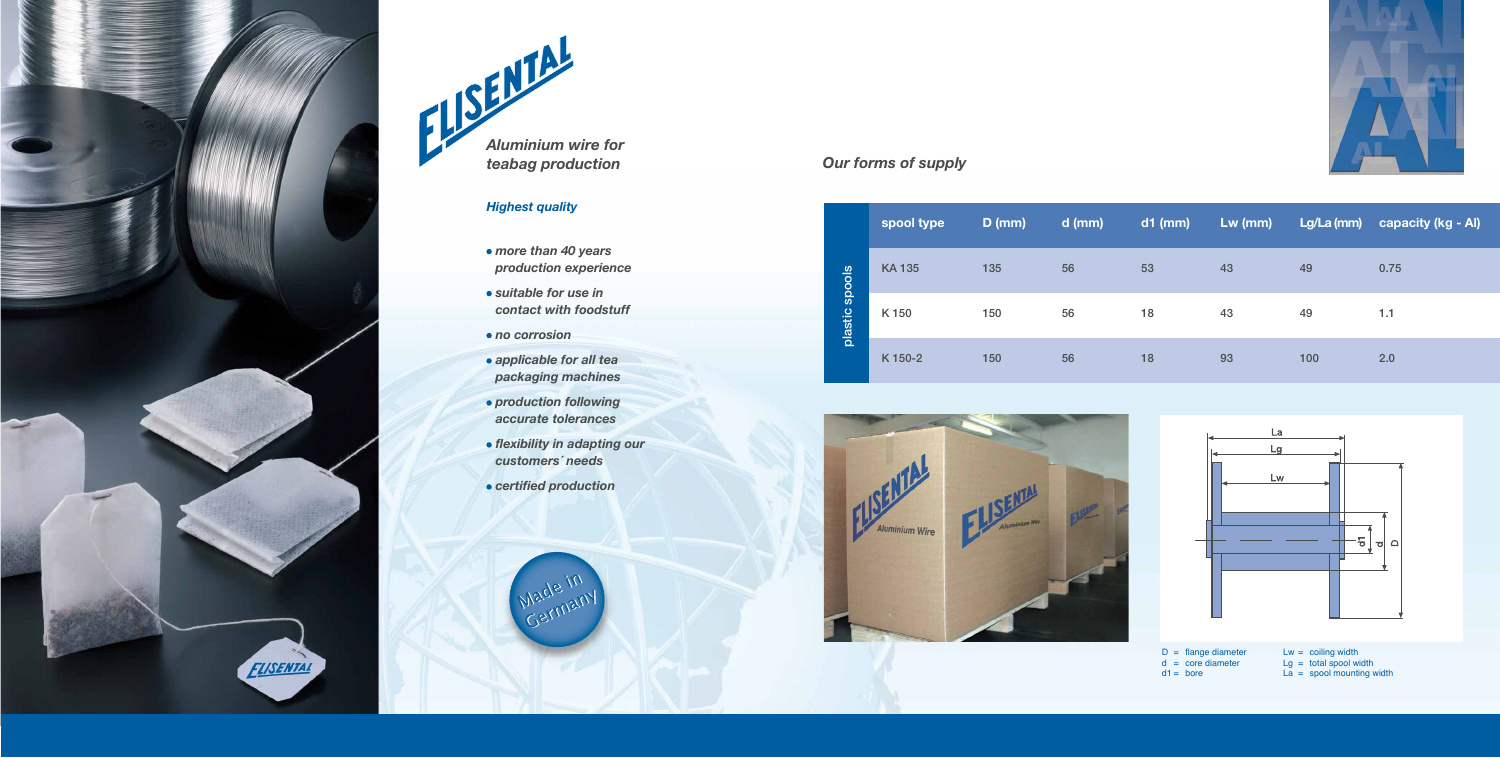# ELISENTAL

*Aluminium wire for teabag production*

### *Highest quality*

- *more than 40 years production experience*
- *suitable for use in contact with foodstuff*
- *no corrosion*
- *applicable for all tea packaging machines*
- *production following accurate tolerances*
- *flexibility in adapting our customers´ needs*
- *certified production*

Made in Germany

## *Our forms of supply*

| | spool type | D (mm) | d (mm) | d1 (mm) | Lw (mm) | Lg/La (mm) | capacity (kg - Al) |
|---|---|---|---|---|---|---|---|
| plastic spools | KA 135 | 135 | 56 | 53 | 43 | 49 | 0.75 |
| | K 150 | 150 | 56 | 18 | 43 | 49 | 1.1 |
| | K 150-2 | 150 | 56 | 18 | 93 | 100 | 2.0 |

D = flange diameter
d = core diameter
d1 = bore
Lw = coiling width
Lg = total spool width
La = spool mounting width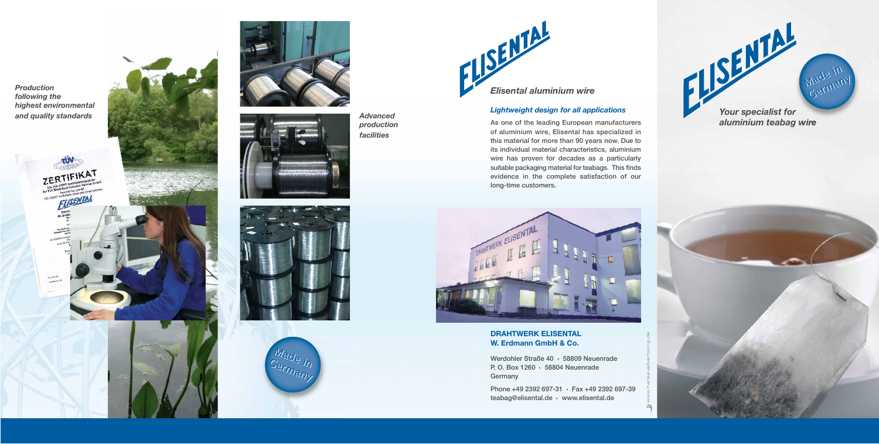*Production following the highest environmental and quality standards*

*Advanced production facilities*

# Elisental aluminium wire

### *Lightweight design for all applications*

As one of the leading European manufacturers of aluminium wire, Elisental has specialized in this material for more than 90 years now. Due to its individual material characteristics, aluminium wire has proven for decades as a particularly suitable packaging material for teabags. This finds evidence in the complete satisfaction of our long-time customers.

**DRAHTWERK ELISENTAL**
**W. Erdmann GmbH & Co.**

Werdohler Straße 40 · 58809 Neuenrade
P. O. Box 1260 · 58804 Neuenrade
Germany

Phone +49 2392 697-31 · Fax +49 2392 697-39
teabag@elisental.de · www.elisental.de

www.hanke-advertising.de

Made in Germany

*Your specialist for aluminium teabag wire*